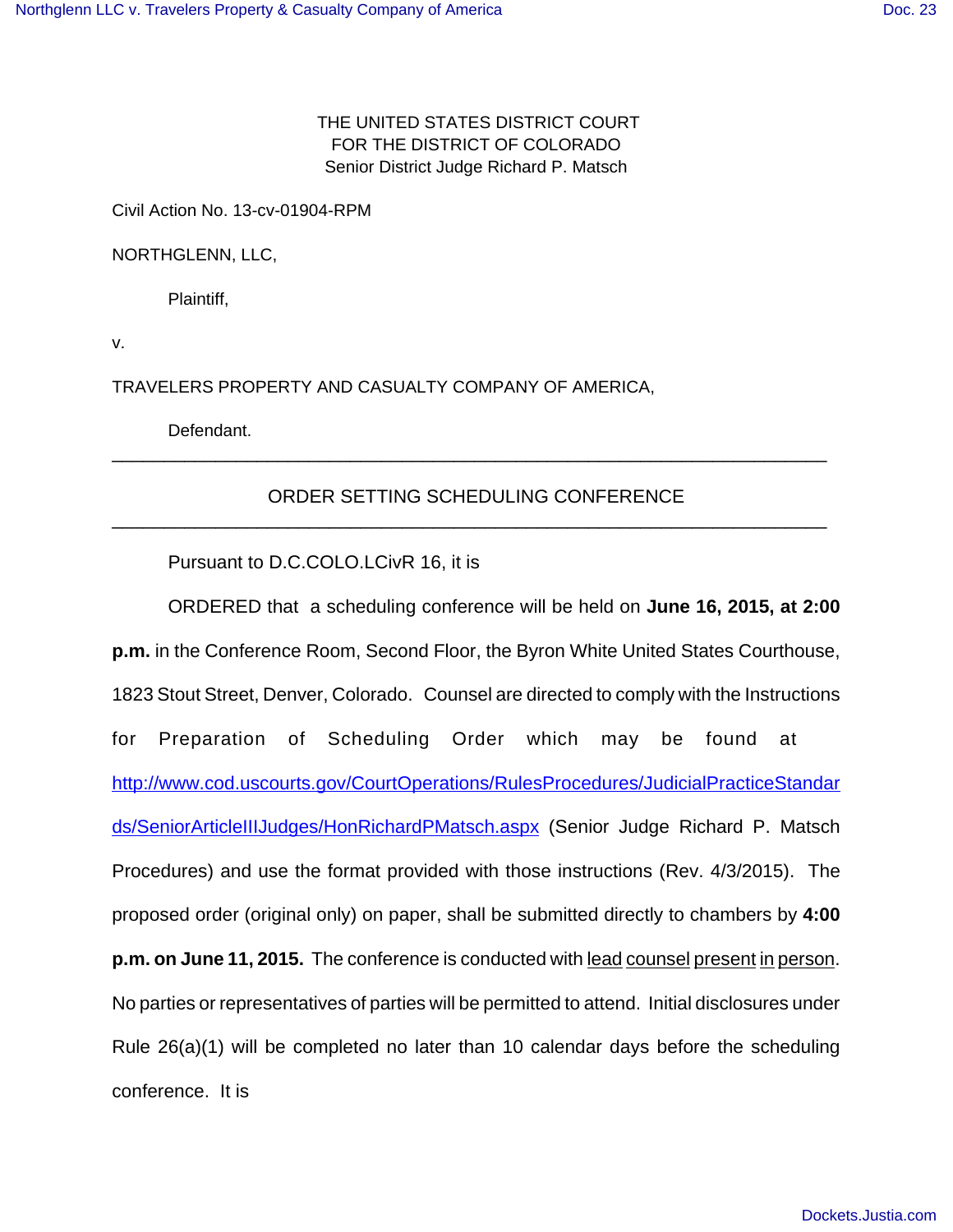THE UNITED STATES DISTRICT COURT
FOR THE DISTRICT OF COLORADO
Senior District Judge Richard P. Matsch

Civil Action No. 13-cv-01904-RPM

NORTHGLENN, LLC,

Plaintiff,

v.

TRAVELERS PROPERTY AND CASUALTY COMPANY OF AMERICA,

Defendant.

---

## ORDER SETTING SCHEDULING CONFERENCE

---

Pursuant to D.C.COLO.LCivR 16, it is

ORDERED that a scheduling conference will be held on **June 16, 2015, at 2:00 p.m.** in the Conference Room, Second Floor, the Byron White United States Courthouse, 1823 Stout Street, Denver, Colorado. Counsel are directed to comply with the Instructions for Preparation of Scheduling Order which may be found at http://www.cod.uscourts.gov/CourtOperations/RulesProcedures/JudicialPracticeStandards/SeniorArticleIIIJudges/HonRichardPMatsch.aspx (Senior Judge Richard P. Matsch Procedures) and use the format provided with those instructions (Rev. 4/3/2015). The proposed order (original only) on paper, shall be submitted directly to chambers by **4:00 p.m. on June 11, 2015.** The conference is conducted with lead counsel present in person. No parties or representatives of parties will be permitted to attend. Initial disclosures under Rule 26(a)(1) will be completed no later than 10 calendar days before the scheduling conference. It is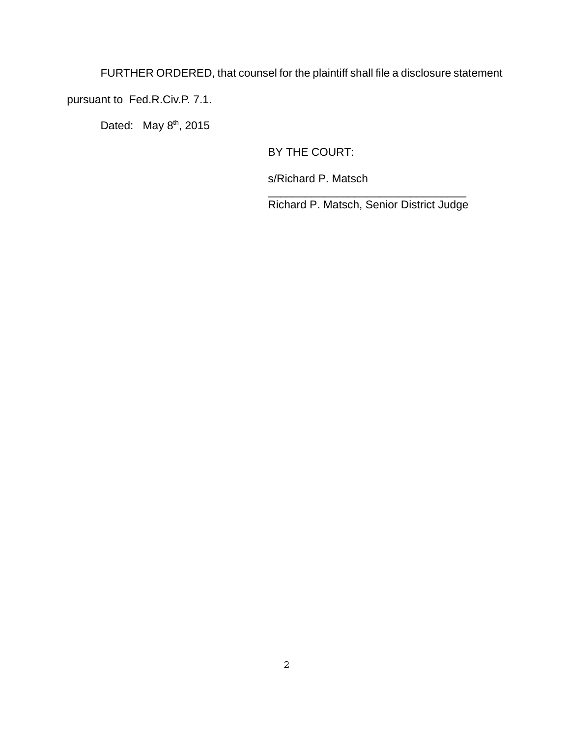FURTHER ORDERED, that counsel for the plaintiff shall file a disclosure statement pursuant to Fed.R.Civ.P. 7.1.

Dated: May 8th, 2015

BY THE COURT:

s/Richard P. Matsch
________________________________
Richard P. Matsch, Senior District Judge